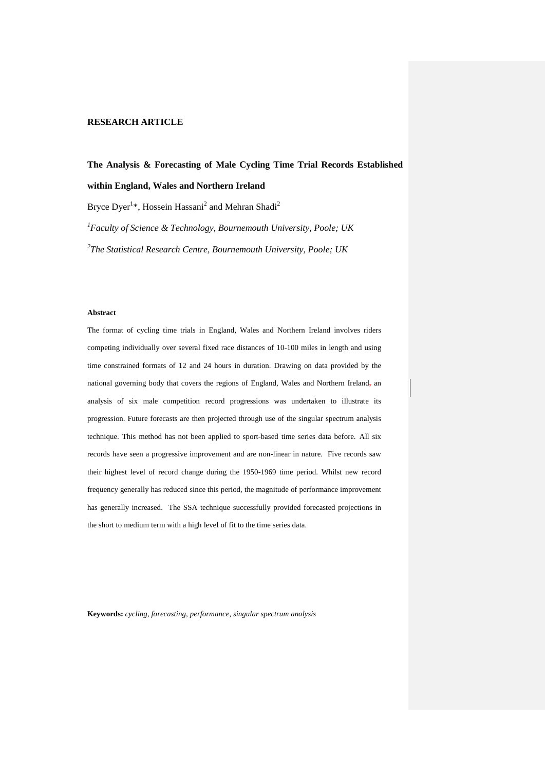**RESEARCH ARTICLE**

# The Analysis & Forecasting of Male Cycling Time Trial Records Established within England, Wales and Northern Ireland

Bryce Dyer[1]*, Hossein Hassani[2] and Mehran Shadi[2]

[1]*Faculty of Science & Technology, Bournemouth University, Poole; UK*

[2]*The Statistical Research Centre, Bournemouth University, Poole; UK*

**Abstract**

The format of cycling time trials in England, Wales and Northern Ireland involves riders competing individually over several fixed race distances of 10-100 miles in length and using time constrained formats of 12 and 24 hours in duration. Drawing on data provided by the national governing body that covers the regions of England, Wales and Northern Ireland, an analysis of six male competition record progressions was undertaken to illustrate its progression. Future forecasts are then projected through use of the singular spectrum analysis technique. This method has not been applied to sport-based time series data before. All six records have seen a progressive improvement and are non-linear in nature. Five records saw their highest level of record change during the 1950-1969 time period. Whilst new record frequency generally has reduced since this period, the magnitude of performance improvement has generally increased. The SSA technique successfully provided forecasted projections in the short to medium term with a high level of fit to the time series data.

**Keywords:** *cycling, forecasting, performance, singular spectrum analysis*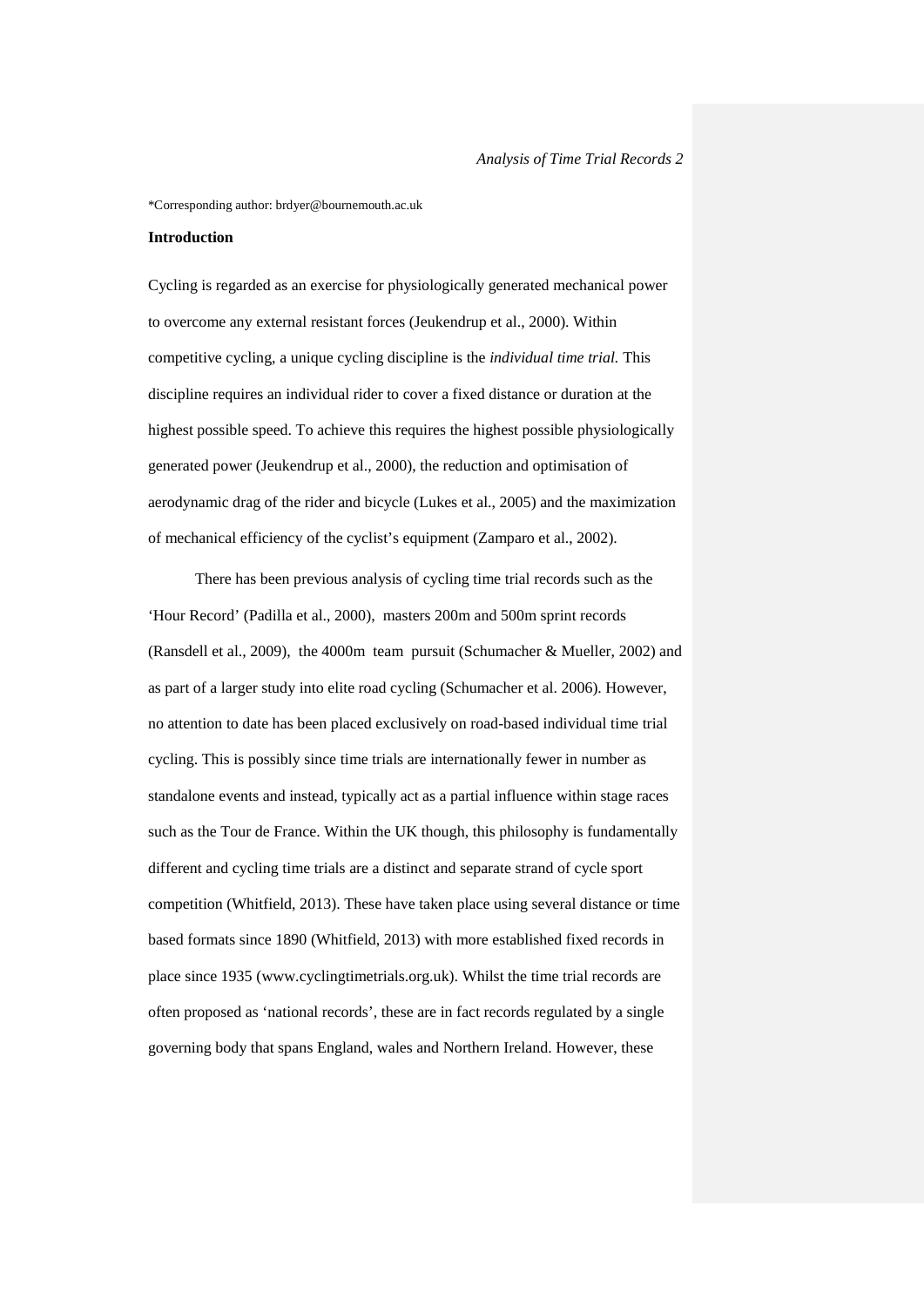*Corresponding author: brdyer@bournemouth.ac.uk

## Introduction

Cycling is regarded as an exercise for physiologically generated mechanical power to overcome any external resistant forces (Jeukendrup et al., 2000). Within competitive cycling, a unique cycling discipline is the *individual time trial.* This discipline requires an individual rider to cover a fixed distance or duration at the highest possible speed. To achieve this requires the highest possible physiologically generated power (Jeukendrup et al., 2000), the reduction and optimisation of aerodynamic drag of the rider and bicycle (Lukes et al., 2005) and the maximization of mechanical efficiency of the cyclist's equipment (Zamparo et al., 2002).

There has been previous analysis of cycling time trial records such as the 'Hour Record' (Padilla et al., 2000), masters 200m and 500m sprint records (Ransdell et al., 2009), the 4000m team pursuit (Schumacher & Mueller, 2002) and as part of a larger study into elite road cycling (Schumacher et al. 2006). However, no attention to date has been placed exclusively on road-based individual time trial cycling. This is possibly since time trials are internationally fewer in number as standalone events and instead, typically act as a partial influence within stage races such as the Tour de France. Within the UK though, this philosophy is fundamentally different and cycling time trials are a distinct and separate strand of cycle sport competition (Whitfield, 2013). These have taken place using several distance or time based formats since 1890 (Whitfield, 2013) with more established fixed records in place since 1935 (www.cyclingtimetrials.org.uk). Whilst the time trial records are often proposed as 'national records', these are in fact records regulated by a single governing body that spans England, wales and Northern Ireland. However, these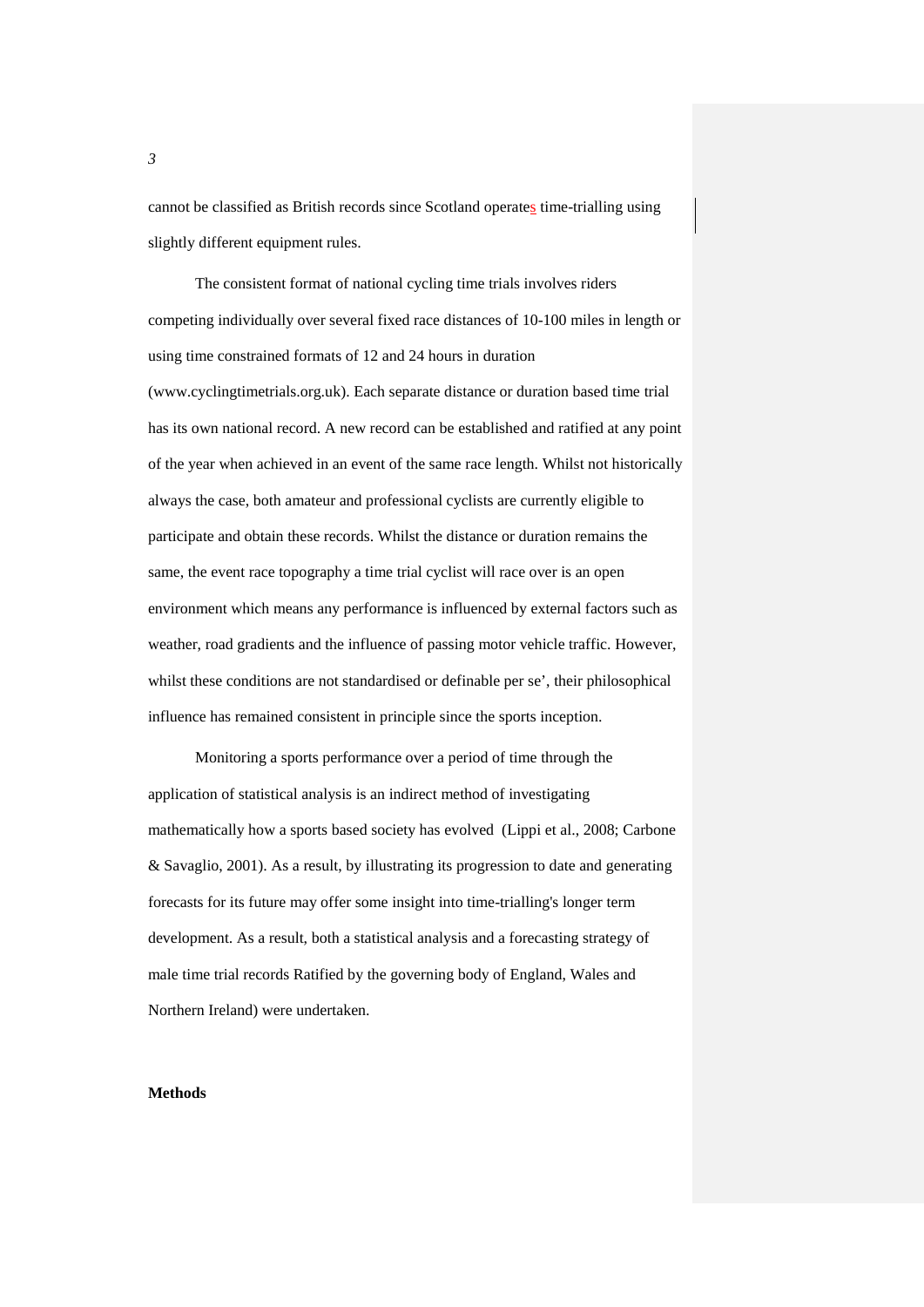cannot be classified as British records since Scotland operates time-trialling using slightly different equipment rules.

The consistent format of national cycling time trials involves riders competing individually over several fixed race distances of 10-100 miles in length or using time constrained formats of 12 and 24 hours in duration (www.cyclingtimetrials.org.uk). Each separate distance or duration based time trial has its own national record. A new record can be established and ratified at any point of the year when achieved in an event of the same race length. Whilst not historically always the case, both amateur and professional cyclists are currently eligible to participate and obtain these records. Whilst the distance or duration remains the same, the event race topography a time trial cyclist will race over is an open environment which means any performance is influenced by external factors such as weather, road gradients and the influence of passing motor vehicle traffic. However, whilst these conditions are not standardised or definable per se', their philosophical influence has remained consistent in principle since the sports inception.

Monitoring a sports performance over a period of time through the application of statistical analysis is an indirect method of investigating mathematically how a sports based society has evolved (Lippi et al., 2008; Carbone & Savaglio, 2001). As a result, by illustrating its progression to date and generating forecasts for its future may offer some insight into time-trialling's longer term development. As a result, both a statistical analysis and a forecasting strategy of male time trial records Ratified by the governing body of England, Wales and Northern Ireland) were undertaken.

**Methods**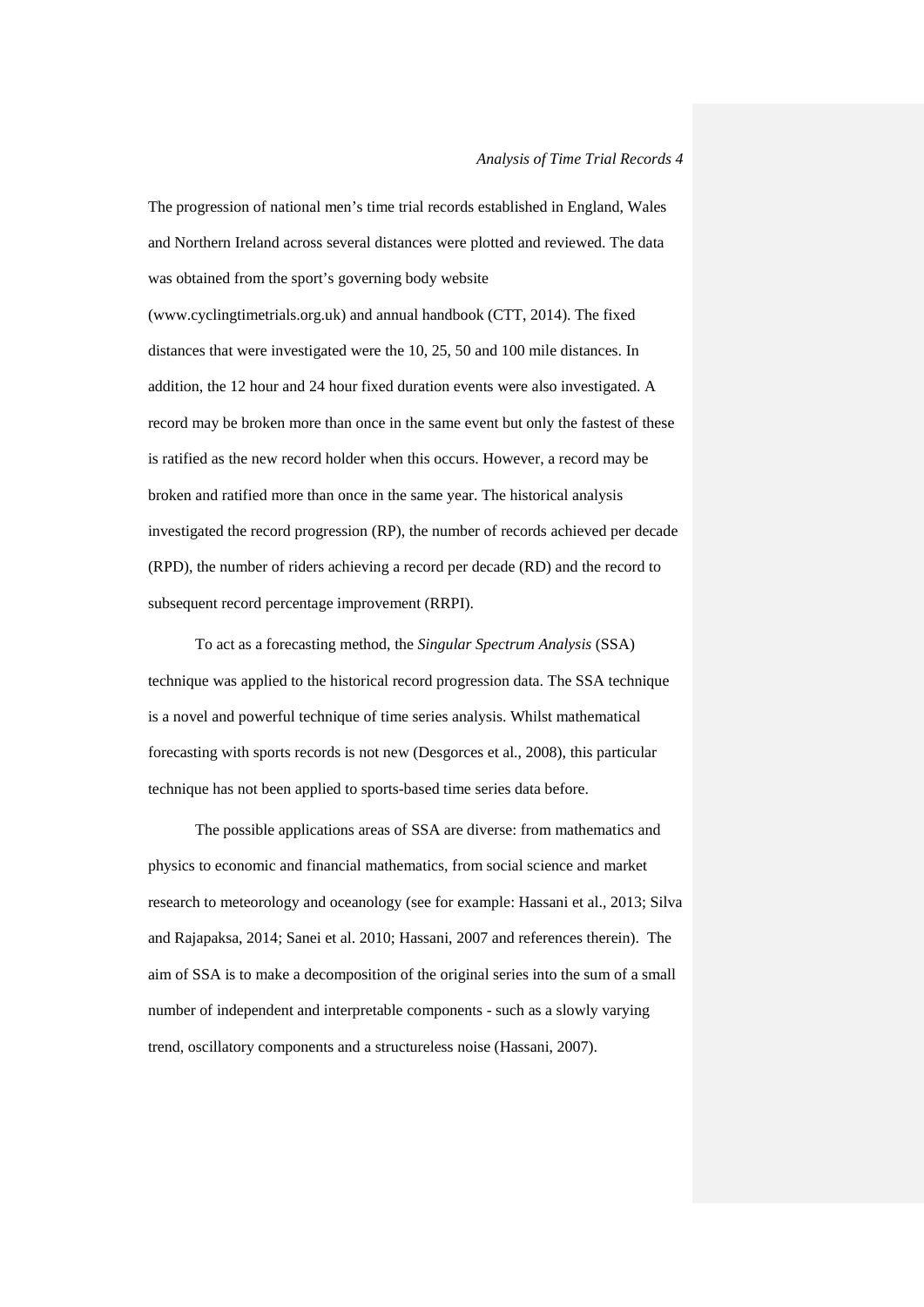The progression of national men's time trial records established in England, Wales and Northern Ireland across several distances were plotted and reviewed. The data was obtained from the sport's governing body website (www.cyclingtimetrials.org.uk) and annual handbook (CTT, 2014). The fixed distances that were investigated were the 10, 25, 50 and 100 mile distances. In addition, the 12 hour and 24 hour fixed duration events were also investigated. A record may be broken more than once in the same event but only the fastest of these is ratified as the new record holder when this occurs. However, a record may be broken and ratified more than once in the same year. The historical analysis investigated the record progression (RP), the number of records achieved per decade (RPD), the number of riders achieving a record per decade (RD) and the record to subsequent record percentage improvement (RRPI).

To act as a forecasting method, the *Singular Spectrum Analysis* (SSA) technique was applied to the historical record progression data. The SSA technique is a novel and powerful technique of time series analysis. Whilst mathematical forecasting with sports records is not new (Desgorces et al., 2008), this particular technique has not been applied to sports-based time series data before.

The possible applications areas of SSA are diverse: from mathematics and physics to economic and financial mathematics, from social science and market research to meteorology and oceanology (see for example: Hassani et al., 2013; Silva and Rajapaksa, 2014; Sanei et al. 2010; Hassani, 2007 and references therein). The aim of SSA is to make a decomposition of the original series into the sum of a small number of independent and interpretable components - such as a slowly varying trend, oscillatory components and a structureless noise (Hassani, 2007).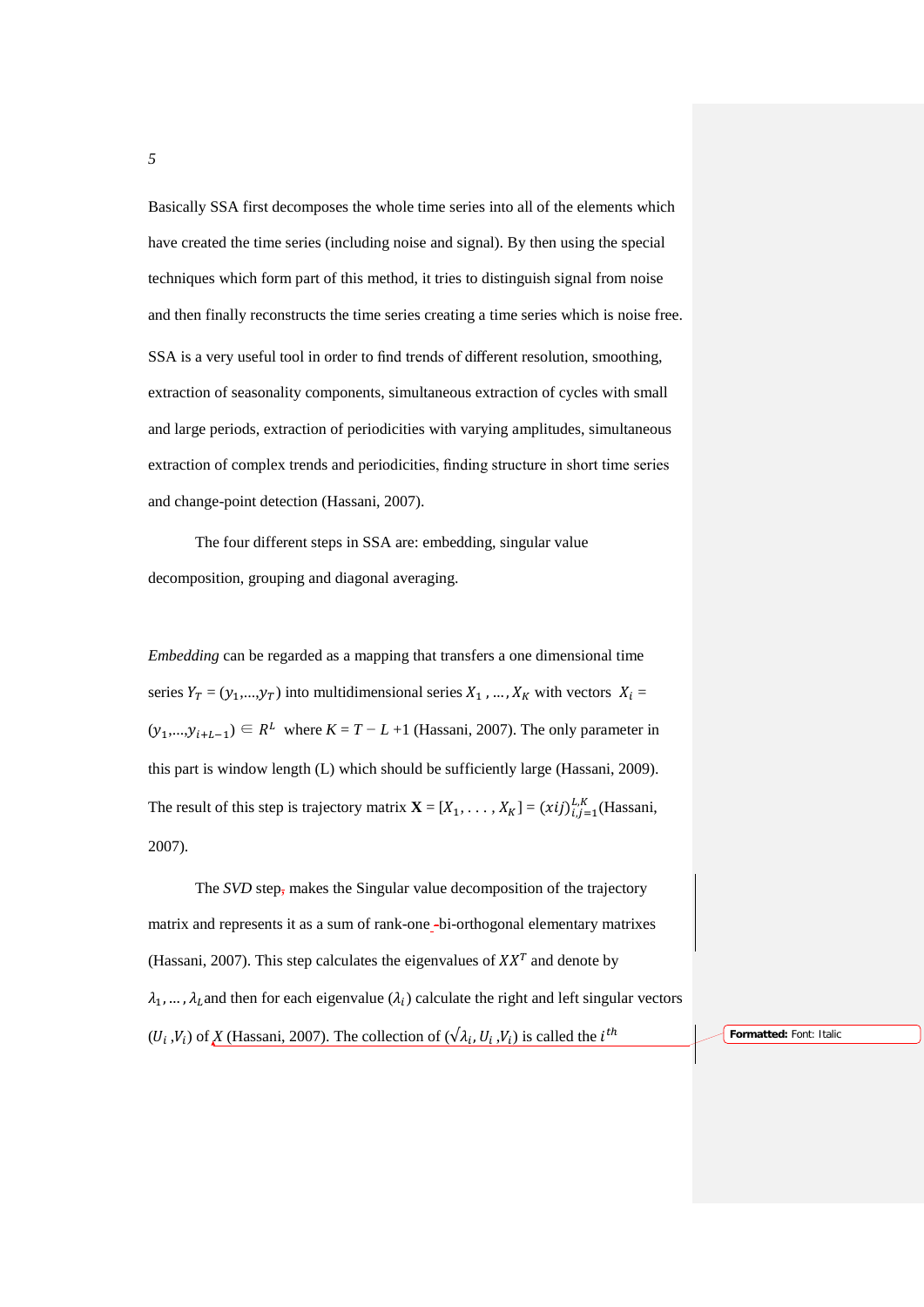Basically SSA first decomposes the whole time series into all of the elements which have created the time series (including noise and signal). By then using the special techniques which form part of this method, it tries to distinguish signal from noise and then finally reconstructs the time series creating a time series which is noise free. SSA is a very useful tool in order to find trends of different resolution, smoothing, extraction of seasonality components, simultaneous extraction of cycles with small and large periods, extraction of periodicities with varying amplitudes, simultaneous extraction of complex trends and periodicities, finding structure in short time series and change-point detection (Hassani, 2007).

The four different steps in SSA are: embedding, singular value decomposition, grouping and diagonal averaging.

*Embedding* can be regarded as a mapping that transfers a one dimensional time series $Y_T = (y_1,...,y_T)$ into multidimensional series $X_1, \dots, X_K$ with vectors $X_i = (y_1,...,y_{i+L-1}) \in R^L$ where $K = T - L + 1$ (Hassani, 2007). The only parameter in this part is window length (L) which should be sufficiently large (Hassani, 2009). The result of this step is trajectory matrix $\mathbf{X} = [X_1, \dots, X_K] = (xij)_{i,j=1}^{L,K}$ (Hassani, 2007).

The *SVD* step, makes the Singular value decomposition of the trajectory matrix and represents it as a sum of rank-one -bi-orthogonal elementary matrixes (Hassani, 2007). This step calculates the eigenvalues of $XX^T$ and denote by $\lambda_1, \dots, \lambda_L$ and then for each eigenvalue ($\lambda_i$) calculate the right and left singular vectors ($U_i$ ,$V_i$) of *X* (Hassani, 2007). The collection of ($\sqrt{\lambda_i}, U_i$ ,$V_i$) is called the $i^{th}$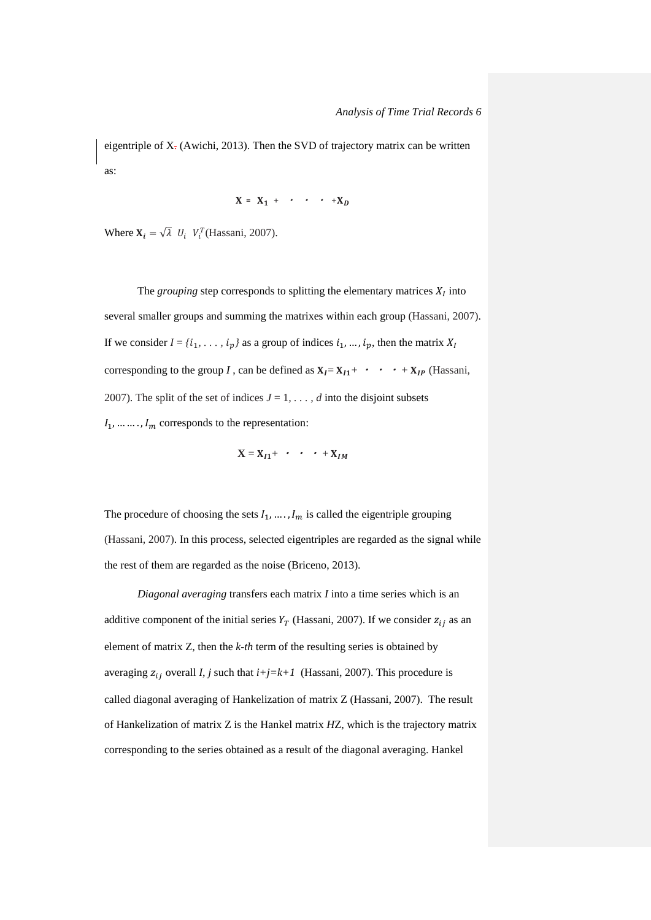eigentriple of X. (Awichi, 2013). Then the SVD of trajectory matrix can be written as:

$$\mathbf{X} = \mathbf{X_1} + \cdot \cdot \cdot + \mathbf{X_D}$$

Where $\mathbf{X_i} = \sqrt{\lambda}\ U_i\ V_i^T$ (Hassani, 2007).

The *grouping* step corresponds to splitting the elementary matrices $X_I$ into several smaller groups and summing the matrixes within each group (Hassani, 2007). If we consider $I = \{i_1, \ldots, i_p\}$ as a group of indices $i_1, \ldots, i_p$, then the matrix $X_I$ corresponding to the group $I$ , can be defined as $\mathbf{X_I} = \mathbf{X_{I1}} + \cdot \cdot \cdot + \mathbf{X_{IP}}$ (Hassani, 2007). The split of the set of indices $J = 1, \ldots, d$ into the disjoint subsets $I_1, \ldots\ldots, I_m$ corresponds to the representation:

$$\mathbf{X} = \mathbf{X_{I1}} + \cdot \cdot \cdot + \mathbf{X_{IM}}$$

The procedure of choosing the sets $I_1, \ldots, I_m$ is called the eigentriple grouping (Hassani, 2007). In this process, selected eigentriples are regarded as the signal while the rest of them are regarded as the noise (Briceno, 2013).

*Diagonal averaging* transfers each matrix *I* into a time series which is an additive component of the initial series $Y_T$ (Hassani, 2007). If we consider $z_{ij}$ as an element of matrix Z, then the *k-th* term of the resulting series is obtained by averaging $z_{ij}$ overall *I, j* such that $i+j=k+1$ (Hassani, 2007). This procedure is called diagonal averaging of Hankelization of matrix Z (Hassani, 2007). The result of Hankelization of matrix Z is the Hankel matrix *HZ*, which is the trajectory matrix corresponding to the series obtained as a result of the diagonal averaging. Hankel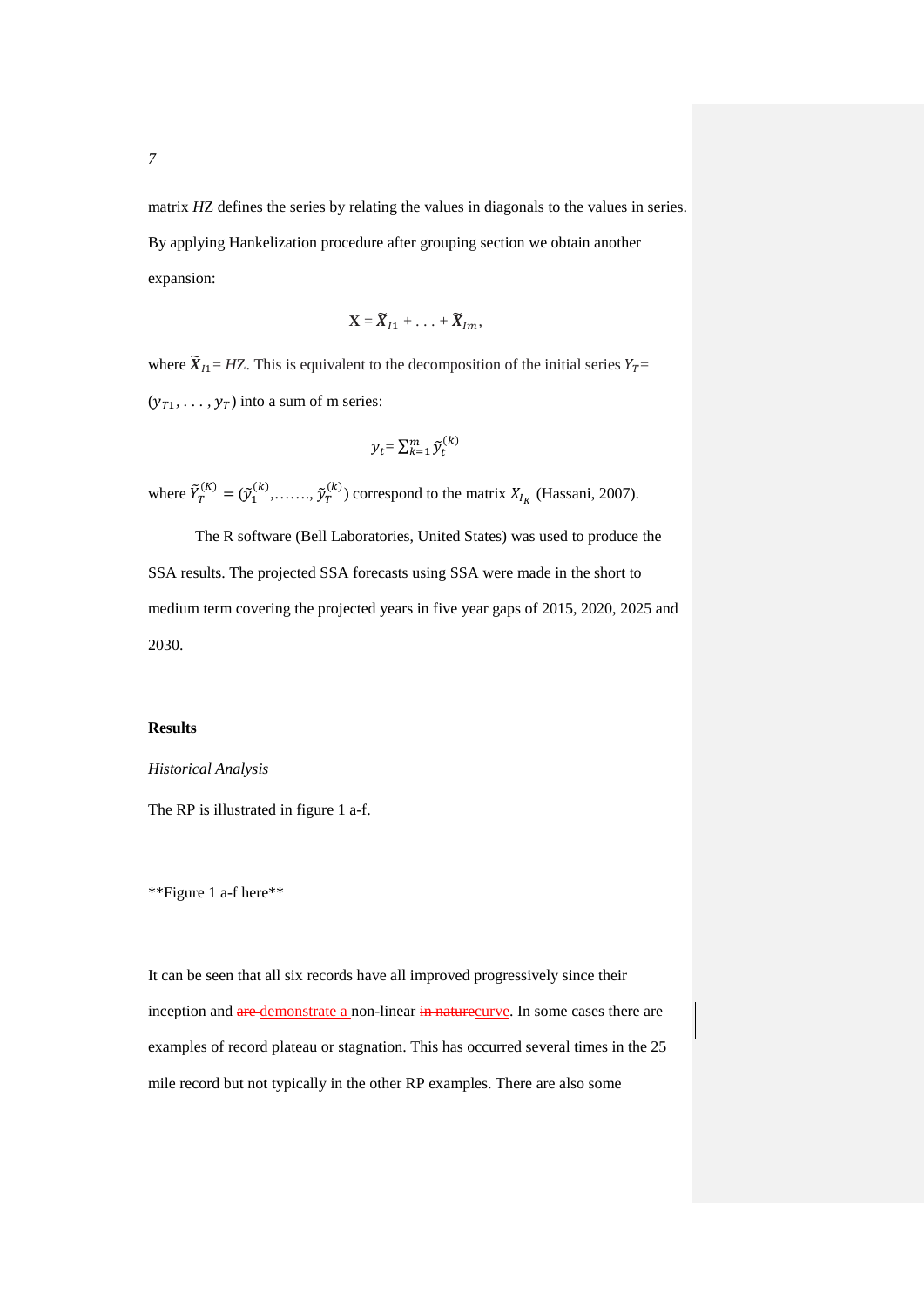matrix *HZ* defines the series by relating the values in diagonals to the values in series. By applying Hankelization procedure after grouping section we obtain another expansion:

$$\mathbf{X} = \widetilde{\boldsymbol{X}}_{I1} + \ldots + \widetilde{\boldsymbol{X}}_{Im},$$

where $\widetilde{\boldsymbol{X}}_{I1} = HZ$. This is equivalent to the decomposition of the initial series $Y_T = (y_{T1}, \ldots, y_T)$ into a sum of m series:

$$y_t = \sum_{k=1}^{m} \tilde{y}_t^{(k)}$$

where $\tilde{Y}_T^{(K)} = (\tilde{y}_1^{(k)}, \ldots\ldots, \tilde{y}_T^{(k)})$ correspond to the matrix $X_{I_K}$ (Hassani, 2007).

The R software (Bell Laboratories, United States) was used to produce the SSA results. The projected SSA forecasts using SSA were made in the short to medium term covering the projected years in five year gaps of 2015, 2020, 2025 and 2030.

## Results

*Historical Analysis*

The RP is illustrated in figure 1 a-f.

**Figure 1 a-f here**

It can be seen that all six records have all improved progressively since their inception and ~~are~~ demonstrate a non-linear ~~in nature~~curve. In some cases there are examples of record plateau or stagnation. This has occurred several times in the 25 mile record but not typically in the other RP examples. There are also some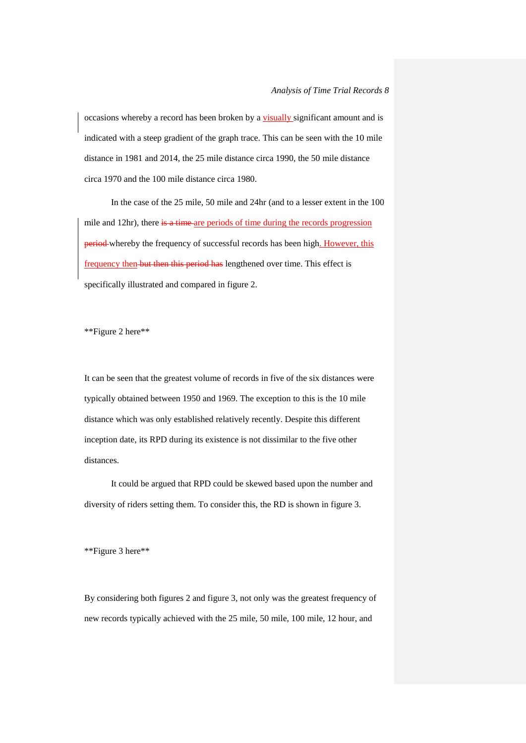occasions whereby a record has been broken by a visually significant amount and is indicated with a steep gradient of the graph trace. This can be seen with the 10 mile distance in 1981 and 2014, the 25 mile distance circa 1990, the 50 mile distance circa 1970 and the 100 mile distance circa 1980.

In the case of the 25 mile, 50 mile and 24hr (and to a lesser extent in the 100 mile and 12hr), there ~~is a time~~ are periods of time during the records progression ~~period~~ whereby the frequency of successful records has been high. However, this frequency then ~~but then this period has~~ lengthened over time. This effect is specifically illustrated and compared in figure 2.

**Figure 2 here**

It can be seen that the greatest volume of records in five of the six distances were typically obtained between 1950 and 1969. The exception to this is the 10 mile distance which was only established relatively recently. Despite this different inception date, its RPD during its existence is not dissimilar to the five other distances.

It could be argued that RPD could be skewed based upon the number and diversity of riders setting them. To consider this, the RD is shown in figure 3.

**Figure 3 here**

By considering both figures 2 and figure 3, not only was the greatest frequency of new records typically achieved with the 25 mile, 50 mile, 100 mile, 12 hour, and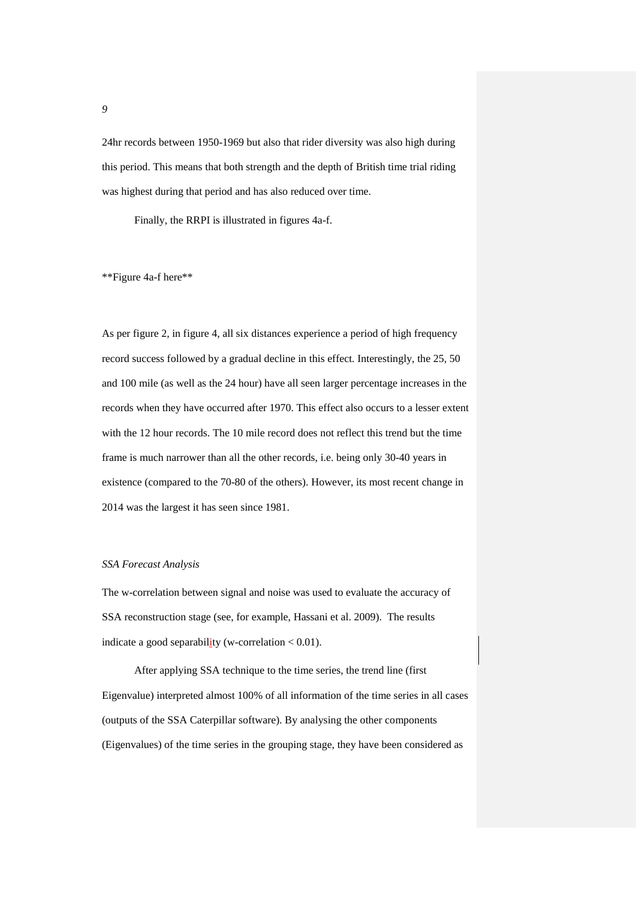24hr records between 1950-1969 but also that rider diversity was also high during this period. This means that both strength and the depth of British time trial riding was highest during that period and has also reduced over time.

Finally, the RRPI is illustrated in figures 4a-f.

**Figure 4a-f here**

As per figure 2, in figure 4, all six distances experience a period of high frequency record success followed by a gradual decline in this effect. Interestingly, the 25, 50 and 100 mile (as well as the 24 hour) have all seen larger percentage increases in the records when they have occurred after 1970. This effect also occurs to a lesser extent with the 12 hour records. The 10 mile record does not reflect this trend but the time frame is much narrower than all the other records, i.e. being only 30-40 years in existence (compared to the 70-80 of the others). However, its most recent change in 2014 was the largest it has seen since 1981.

*SSA Forecast Analysis*

The w-correlation between signal and noise was used to evaluate the accuracy of SSA reconstruction stage (see, for example, Hassani et al. 2009). The results indicate a good separability (w-correlation < 0.01).

After applying SSA technique to the time series, the trend line (first Eigenvalue) interpreted almost 100% of all information of the time series in all cases (outputs of the SSA Caterpillar software). By analysing the other components (Eigenvalues) of the time series in the grouping stage, they have been considered as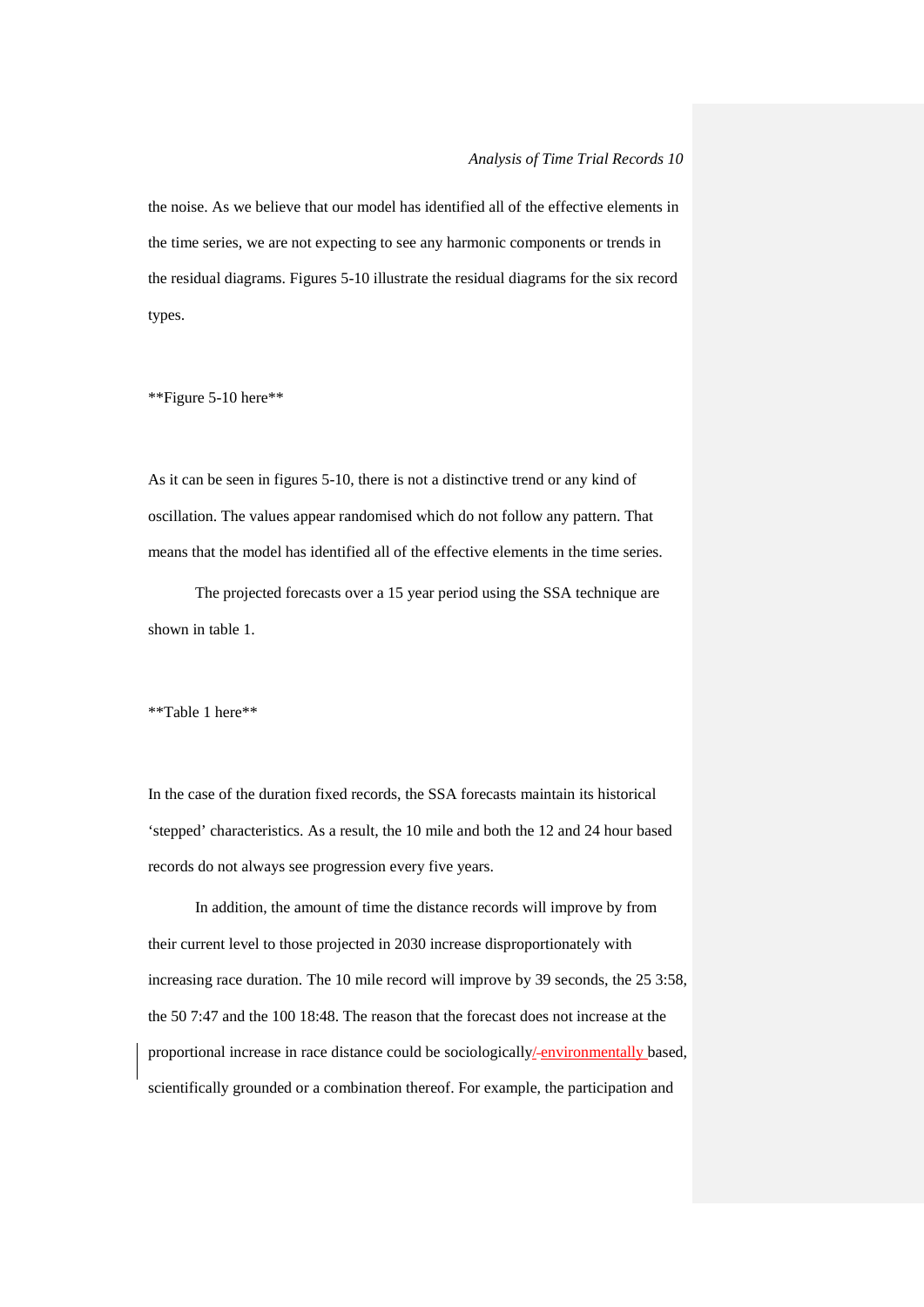the noise. As we believe that our model has identified all of the effective elements in the time series, we are not expecting to see any harmonic components or trends in the residual diagrams. Figures 5-10 illustrate the residual diagrams for the six record types.

**Figure 5-10 here**

As it can be seen in figures 5-10, there is not a distinctive trend or any kind of oscillation. The values appear randomised which do not follow any pattern. That means that the model has identified all of the effective elements in the time series.

The projected forecasts over a 15 year period using the SSA technique are shown in table 1.

**Table 1 here**

In the case of the duration fixed records, the SSA forecasts maintain its historical 'stepped' characteristics. As a result, the 10 mile and both the 12 and 24 hour based records do not always see progression every five years.

In addition, the amount of time the distance records will improve by from their current level to those projected in 2030 increase disproportionately with increasing race duration. The 10 mile record will improve by 39 seconds, the 25 3:58, the 50 7:47 and the 100 18:48. The reason that the forecast does not increase at the proportional increase in race distance could be sociologically/ environmentally based, scientifically grounded or a combination thereof. For example, the participation and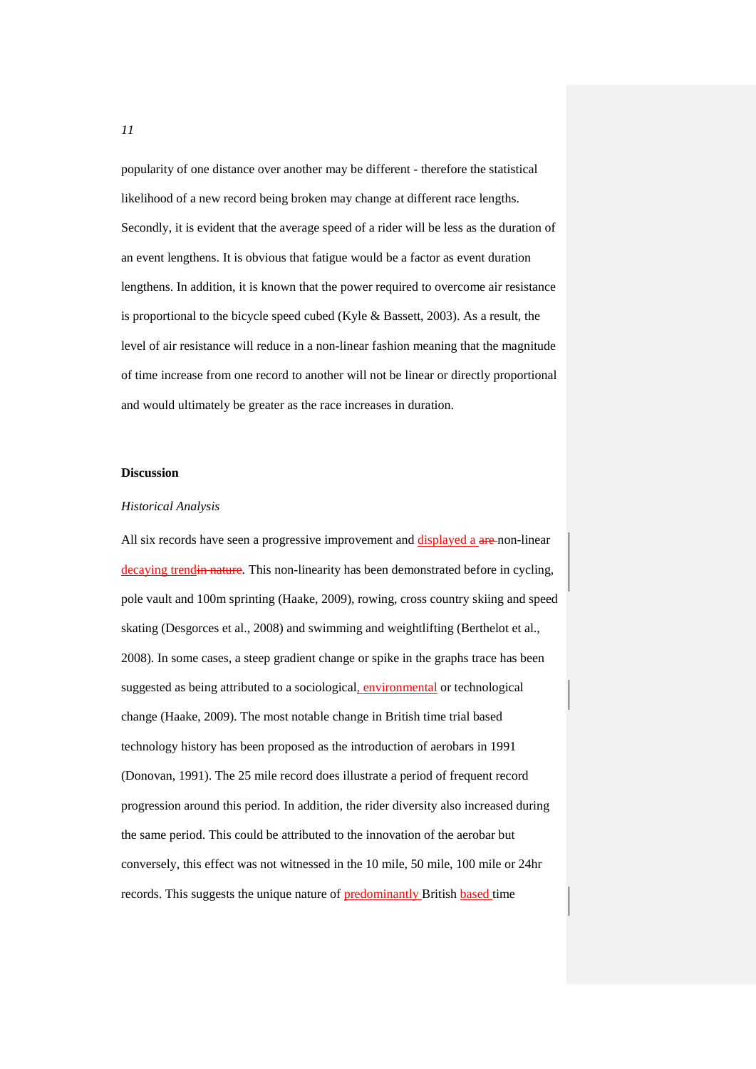popularity of one distance over another may be different - therefore the statistical likelihood of a new record being broken may change at different race lengths. Secondly, it is evident that the average speed of a rider will be less as the duration of an event lengthens. It is obvious that fatigue would be a factor as event duration lengthens. In addition, it is known that the power required to overcome air resistance is proportional to the bicycle speed cubed (Kyle & Bassett, 2003). As a result, the level of air resistance will reduce in a non-linear fashion meaning that the magnitude of time increase from one record to another will not be linear or directly proportional and would ultimately be greater as the race increases in duration.

**Discussion**

*Historical Analysis*

All six records have seen a progressive improvement and displayed a ~~are~~ non-linear decaying trend~~in nature~~. This non-linearity has been demonstrated before in cycling, pole vault and 100m sprinting (Haake, 2009), rowing, cross country skiing and speed skating (Desgorces et al., 2008) and swimming and weightlifting (Berthelot et al., 2008). In some cases, a steep gradient change or spike in the graphs trace has been suggested as being attributed to a sociological, environmental or technological change (Haake, 2009). The most notable change in British time trial based technology history has been proposed as the introduction of aerobars in 1991 (Donovan, 1991). The 25 mile record does illustrate a period of frequent record progression around this period. In addition, the rider diversity also increased during the same period. This could be attributed to the innovation of the aerobar but conversely, this effect was not witnessed in the 10 mile, 50 mile, 100 mile or 24hr records. This suggests the unique nature of predominantly British based time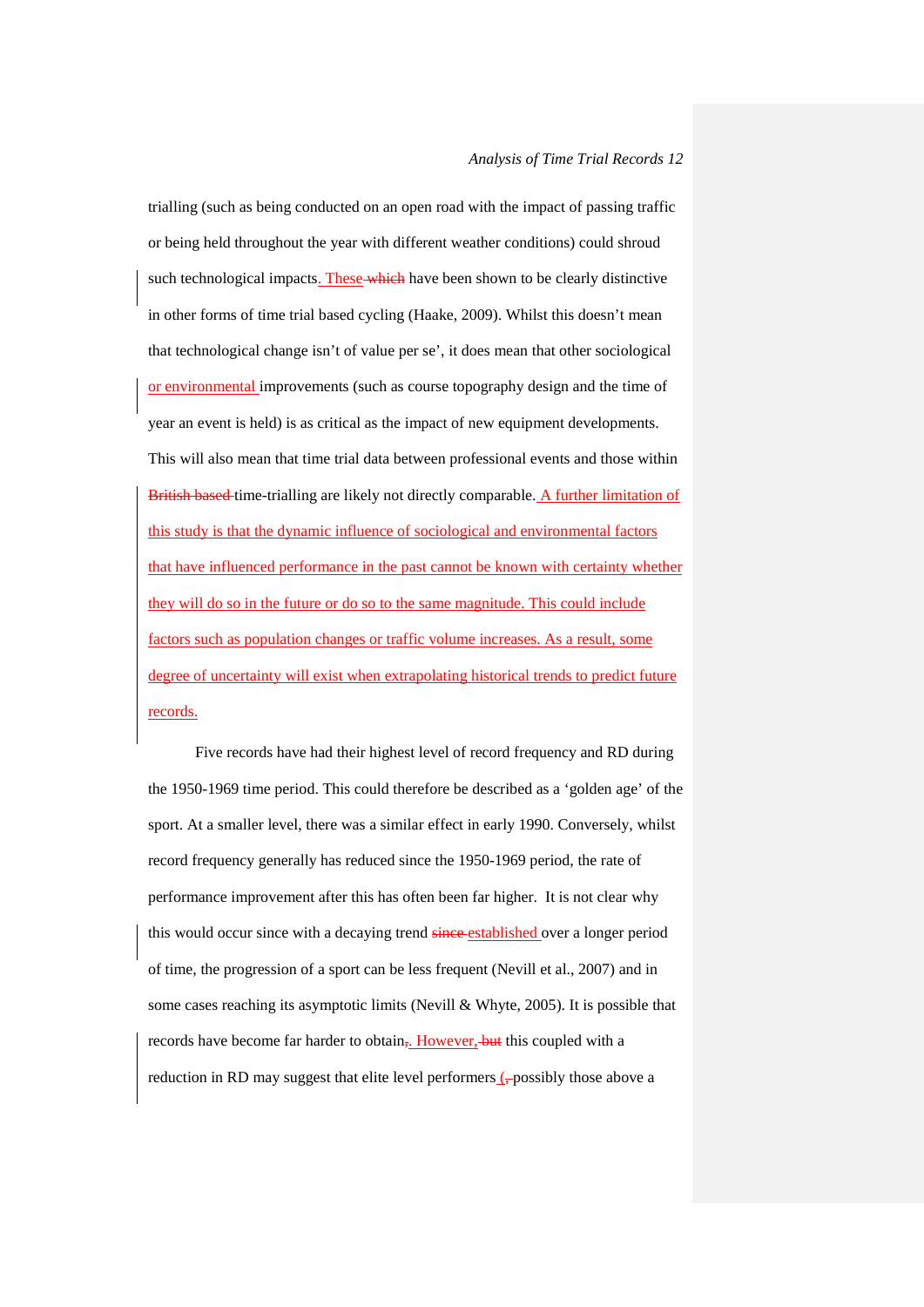trialling (such as being conducted on an open road with the impact of passing traffic or being held throughout the year with different weather conditions) could shroud such technological impacts. These ~~which~~ have been shown to be clearly distinctive in other forms of time trial based cycling (Haake, 2009). Whilst this doesn't mean that technological change isn't of value per se', it does mean that other sociological or environmental improvements (such as course topography design and the time of year an event is held) is as critical as the impact of new equipment developments. This will also mean that time trial data between professional events and those within ~~British based~~ time-trialling are likely not directly comparable. A further limitation of this study is that the dynamic influence of sociological and environmental factors that have influenced performance in the past cannot be known with certainty whether they will do so in the future or do so to the same magnitude. This could include factors such as population changes or traffic volume increases. As a result, some degree of uncertainty will exist when extrapolating historical trends to predict future records.

Five records have had their highest level of record frequency and RD during the 1950-1969 time period. This could therefore be described as a 'golden age' of the sport. At a smaller level, there was a similar effect in early 1990. Conversely, whilst record frequency generally has reduced since the 1950-1969 period, the rate of performance improvement after this has often been far higher. It is not clear why this would occur since with a decaying trend ~~since~~ established over a longer period of time, the progression of a sport can be less frequent (Nevill et al., 2007) and in some cases reaching its asymptotic limits (Nevill & Whyte, 2005). It is possible that records have become far harder to obtain~~,~~. However, ~~but~~ this coupled with a reduction in RD may suggest that elite level performers (~~,~~possibly those above a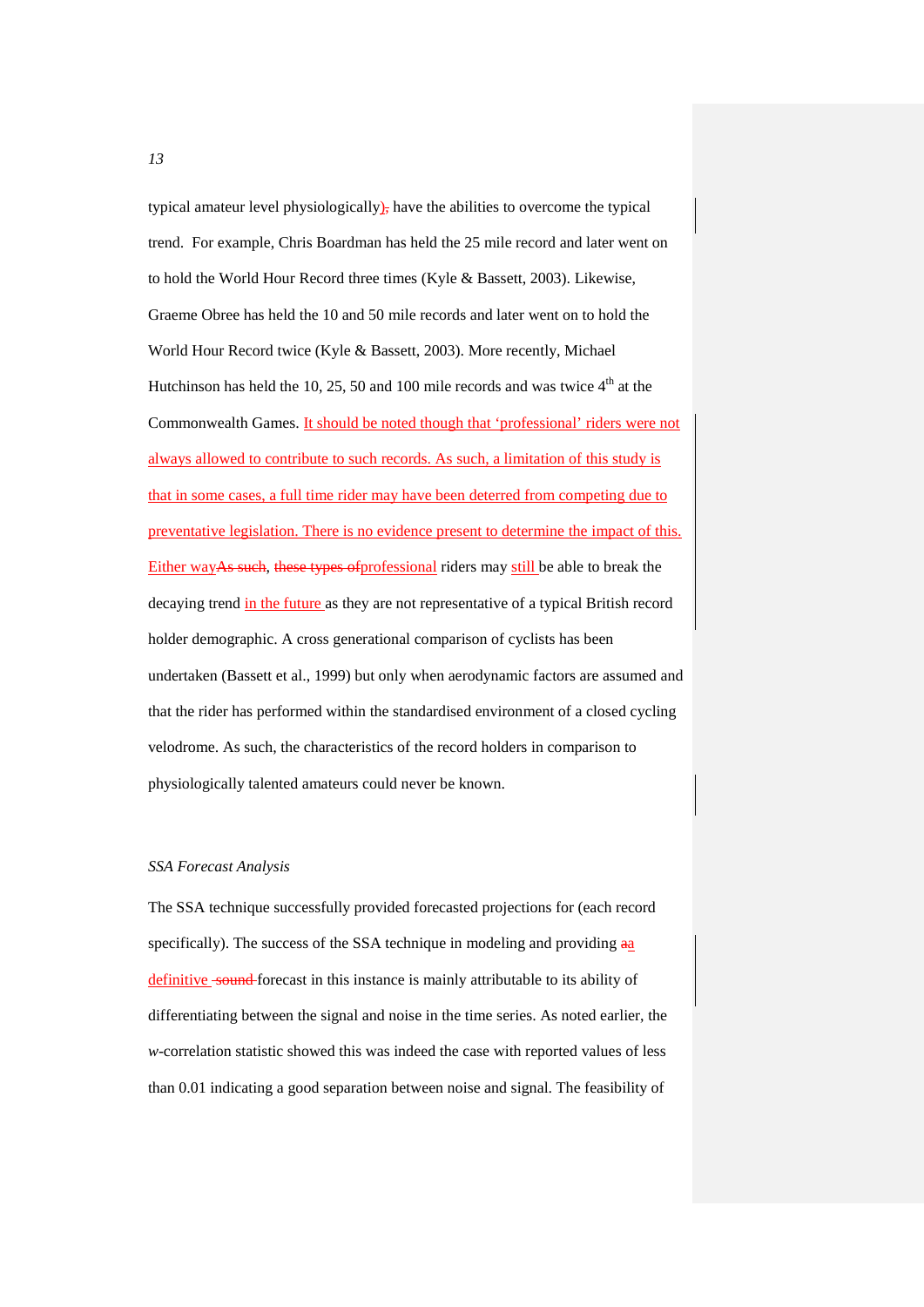typical amateur level physiologically) have the abilities to overcome the typical trend. For example, Chris Boardman has held the 25 mile record and later went on to hold the World Hour Record three times (Kyle & Bassett, 2003). Likewise, Graeme Obree has held the 10 and 50 mile records and later went on to hold the World Hour Record twice (Kyle & Bassett, 2003). More recently, Michael Hutchinson has held the 10, 25, 50 and 100 mile records and was twice 4th at the Commonwealth Games. It should be noted though that 'professional' riders were not always allowed to contribute to such records. As such, a limitation of this study is that in some cases, a full time rider may have been deterred from competing due to preventative legislation. There is no evidence present to determine the impact of this. Either way, professional riders may still be able to break the decaying trend in the future as they are not representative of a typical British record holder demographic. A cross generational comparison of cyclists has been undertaken (Bassett et al., 1999) but only when aerodynamic factors are assumed and that the rider has performed within the standardised environment of a closed cycling velodrome. As such, the characteristics of the record holders in comparison to physiologically talented amateurs could never be known.

*SSA Forecast Analysis*

The SSA technique successfully provided forecasted projections for (each record specifically). The success of the SSA technique in modeling and providing a definitive forecast in this instance is mainly attributable to its ability of differentiating between the signal and noise in the time series. As noted earlier, the *w*-correlation statistic showed this was indeed the case with reported values of less than 0.01 indicating a good separation between noise and signal. The feasibility of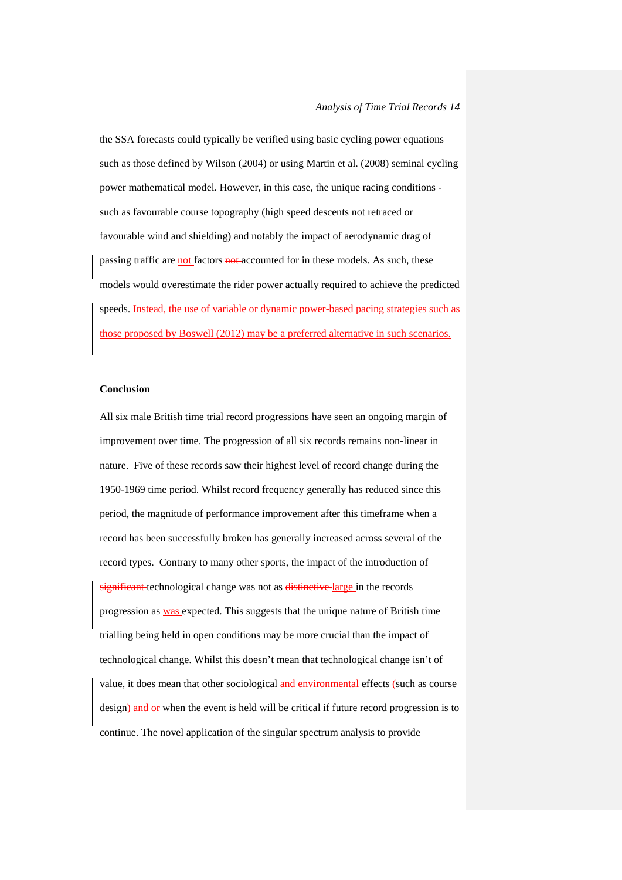the SSA forecasts could typically be verified using basic cycling power equations such as those defined by Wilson (2004) or using Martin et al. (2008) seminal cycling power mathematical model. However, in this case, the unique racing conditions - such as favourable course topography (high speed descents not retraced or favourable wind and shielding) and notably the impact of aerodynamic drag of passing traffic are not factors ~~not~~ accounted for in these models. As such, these models would overestimate the rider power actually required to achieve the predicted speeds. Instead, the use of variable or dynamic power-based pacing strategies such as those proposed by Boswell (2012) may be a preferred alternative in such scenarios.

**Conclusion**

All six male British time trial record progressions have seen an ongoing margin of improvement over time. The progression of all six records remains non-linear in nature. Five of these records saw their highest level of record change during the 1950-1969 time period. Whilst record frequency generally has reduced since this period, the magnitude of performance improvement after this timeframe when a record has been successfully broken has generally increased across several of the record types. Contrary to many other sports, the impact of the introduction of ~~significant~~ technological change was not as ~~distinctive~~ large in the records progression as was expected. This suggests that the unique nature of British time trialling being held in open conditions may be more crucial than the impact of technological change. Whilst this doesn't mean that technological change isn't of value, it does mean that other sociological and environmental effects (such as course design) ~~and~~ or when the event is held will be critical if future record progression is to continue. The novel application of the singular spectrum analysis to provide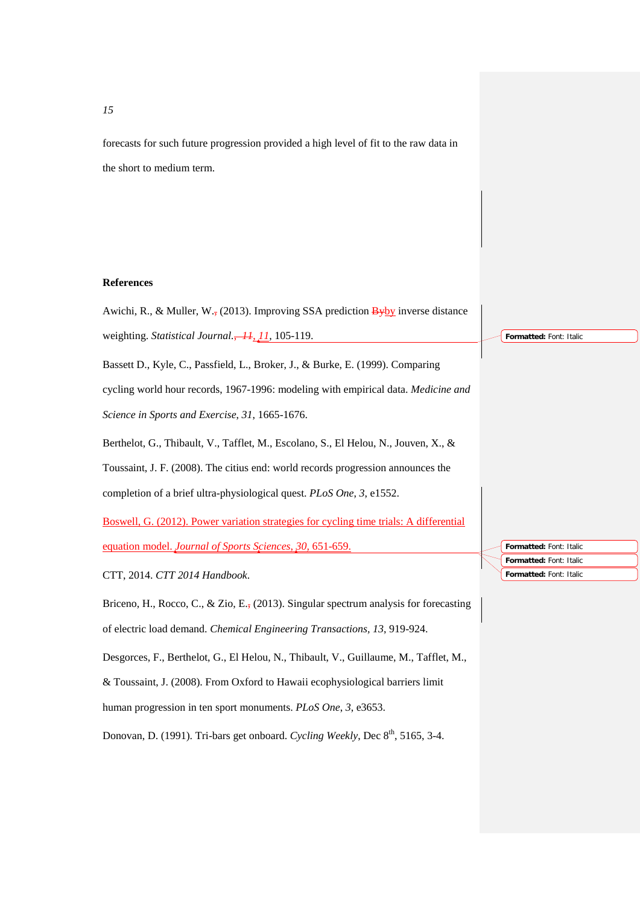forecasts for such future progression provided a high level of fit to the raw data in the short to medium term.

## References

Awichi, R., & Muller, W. (2013). Improving SSA prediction by inverse distance weighting. *Statistical Journal*, *11*, 105-119.

Bassett D., Kyle, C., Passfield, L., Broker, J., & Burke, E. (1999). Comparing cycling world hour records, 1967-1996: modeling with empirical data. *Medicine and Science in Sports and Exercise*, *31*, 1665-1676.

Berthelot, G., Thibault, V., Tafflet, M., Escolano, S., El Helou, N., Jouven, X., & Toussaint, J. F. (2008). The citius end: world records progression announces the completion of a brief ultra-physiological quest. *PLoS One*, *3*, e1552.

Boswell, G. (2012). Power variation strategies for cycling time trials: A differential equation model. *Journal of Sports Sciences*, *30*, 651-659.

CTT, 2014. *CTT 2014 Handbook*.

Briceno, H., Rocco, C., & Zio, E. (2013). Singular spectrum analysis for forecasting of electric load demand. *Chemical Engineering Transactions*, *13*, 919-924.

Desgorces, F., Berthelot, G., El Helou, N., Thibault, V., Guillaume, M., Tafflet, M., & Toussaint, J. (2008). From Oxford to Hawaii ecophysiological barriers limit human progression in ten sport monuments. *PLoS One*, *3*, e3653.

Donovan, D. (1991). Tri-bars get onboard. *Cycling Weekly*, Dec 8th, 5165, 3-4.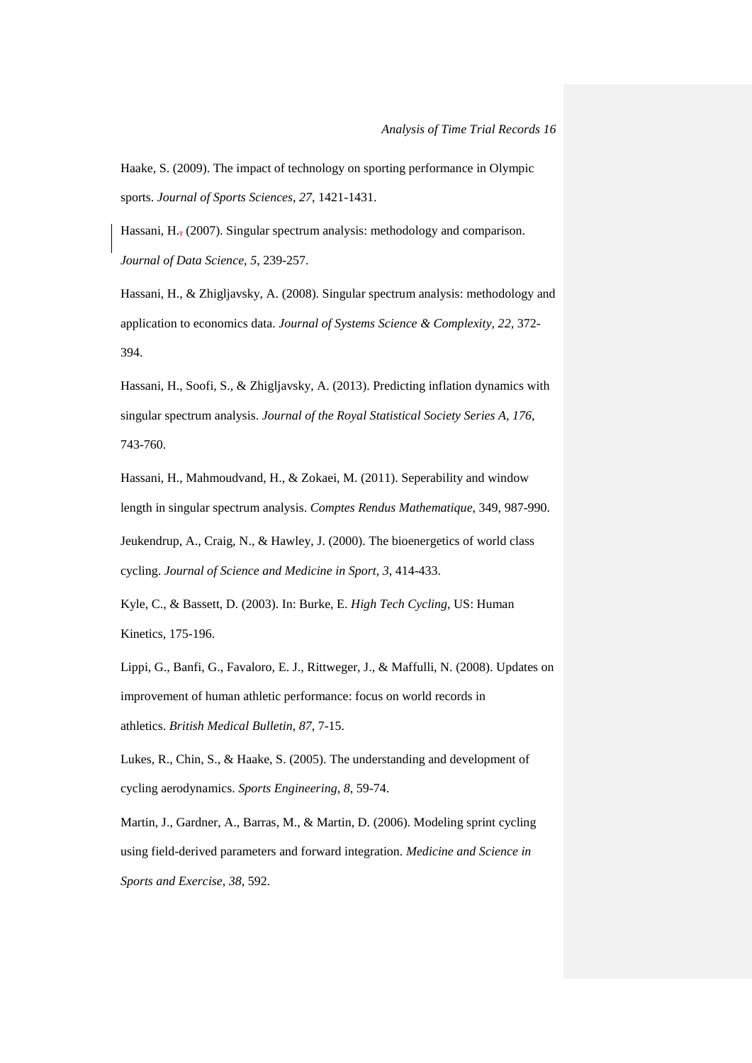Haake, S. (2009). The impact of technology on sporting performance in Olympic sports. *Journal of Sports Sciences*, *27*, 1421-1431.

Hassani, H., (2007). Singular spectrum analysis: methodology and comparison. *Journal of Data Science, 5*, 239-257.

Hassani, H., & Zhigljavsky, A. (2008). Singular spectrum analysis: methodology and application to economics data. *Journal of Systems Science & Complexity, 22,* 372-394.

Hassani, H., Soofi, S., & Zhigljavsky, A. (2013). Predicting inflation dynamics with singular spectrum analysis. *Journal of the Royal Statistical Society Series A, 176*, 743-760.

Hassani, H., Mahmoudvand, H., & Zokaei, M. (2011). Seperability and window length in singular spectrum analysis. *Comptes Rendus Mathematique*, 349, 987-990.

Jeukendrup, A., Craig, N., & Hawley, J. (2000). The bioenergetics of world class cycling. *Journal of Science and Medicine in Sport*, *3*, 414-433.

Kyle, C., & Bassett, D. (2003). In: Burke, E. *High Tech Cycling*, US: Human Kinetics, 175-196.

Lippi, G., Banfi, G., Favaloro, E. J., Rittweger, J., & Maffulli, N. (2008). Updates on improvement of human athletic performance: focus on world records in athletics. *British Medical Bulletin*, *87*, 7-15.

Lukes, R., Chin, S., & Haake, S. (2005). The understanding and development of cycling aerodynamics. *Sports Engineering*, *8*, 59-74.

Martin, J., Gardner, A., Barras, M., & Martin, D. (2006). Modeling sprint cycling using field-derived parameters and forward integration. *Medicine and Science in Sports and Exercise*, *38*, 592.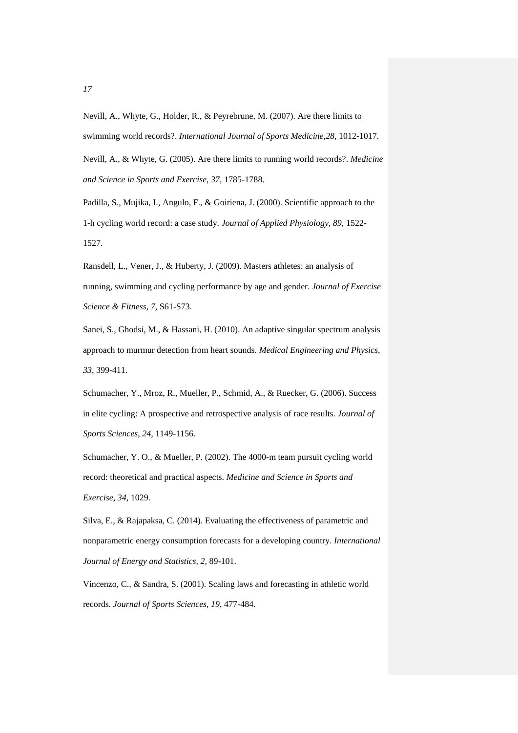Nevill, A., Whyte, G., Holder, R., & Peyrebrune, M. (2007). Are there limits to swimming world records?. *International Journal of Sports Medicine,28*, 1012-1017.

Nevill, A., & Whyte, G. (2005). Are there limits to running world records?. *Medicine and Science in Sports and Exercise*, *37*, 1785-1788.

Padilla, S., Mujika, I., Angulo, F., & Goiriena, J. (2000). Scientific approach to the 1-h cycling world record: a case study. *Journal of Applied Physiology, 89,* 1522-1527.

Ransdell, L., Vener, J., & Huberty, J. (2009). Masters athletes: an analysis of running, swimming and cycling performance by age and gender. *Journal of Exercise Science & Fitness*, *7*, S61-S73.

Sanei, S., Ghodsi, M., & Hassani, H. (2010). An adaptive singular spectrum analysis approach to murmur detection from heart sounds. *Medical Engineering and Physics, 33*, 399-411.

Schumacher, Y., Mroz, R., Mueller, P., Schmid, A., & Ruecker, G. (2006). Success in elite cycling: A prospective and retrospective analysis of race results. *Journal of Sports Sciences*, *24*, 1149-1156.

Schumacher, Y. O., & Mueller, P. (2002). The 4000-m team pursuit cycling world record: theoretical and practical aspects. *Medicine and Science in Sports and Exercise*, *34*, 1029.

Silva, E., & Rajapaksa, C. (2014). Evaluating the effectiveness of parametric and nonparametric energy consumption forecasts for a developing country. *International Journal of Energy and Statistics, 2,* 89-101.

Vincenzo, C., & Sandra, S. (2001). Scaling laws and forecasting in athletic world records. *Journal of Sports Sciences*, *19*, 477-484.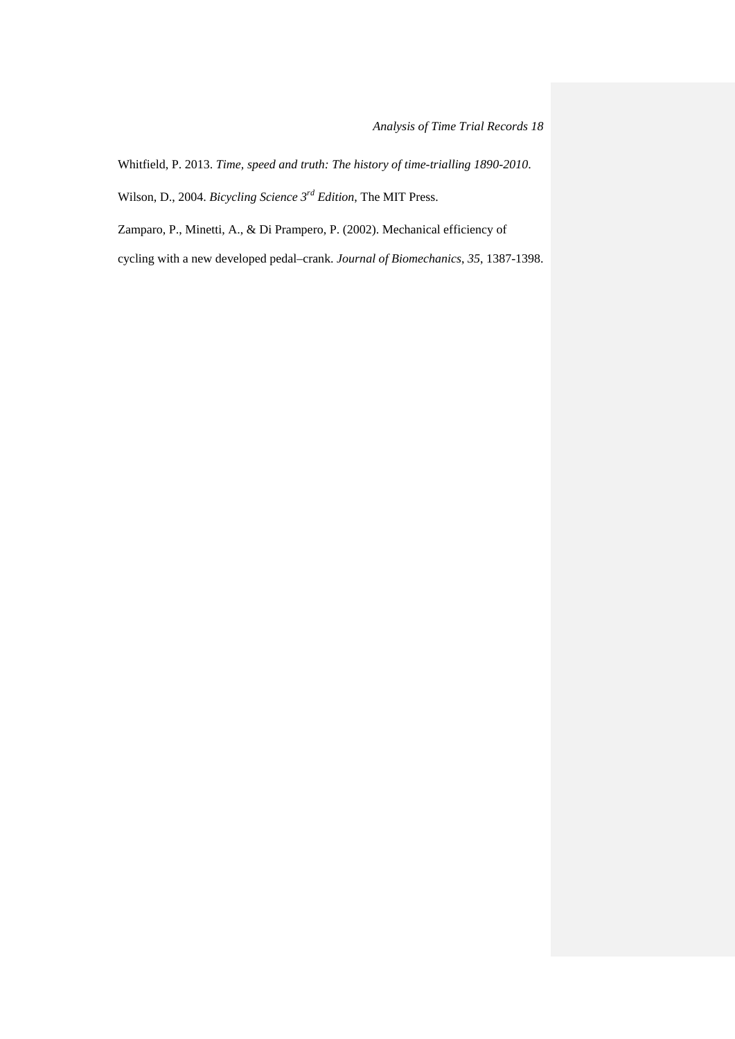Whitfield, P. 2013. *Time, speed and truth: The history of time-trialling 1890-2010*.

Wilson, D., 2004. *Bicycling Science 3rd Edition*, The MIT Press.

Zamparo, P., Minetti, A., & Di Prampero, P. (2002). Mechanical efficiency of cycling with a new developed pedal–crank. *Journal of Biomechanics*, *35*, 1387-1398.